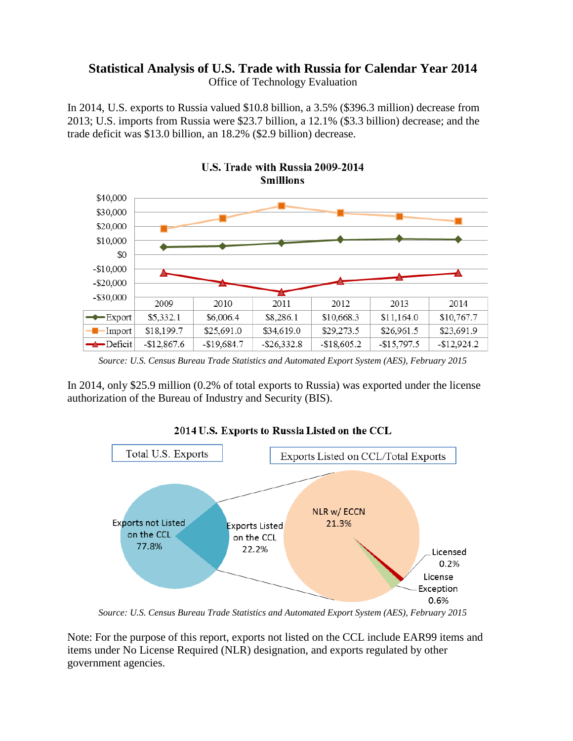# Statistical Analysis of U.S. Trade with Russia for Calendar Year 2014

Office of Technology Evaluation

In 2014, U.S. exports to Russia valued $10.8 billion, a 3.5% ($396.3 million) decrease from 2013; U.S. imports from Russia were $23.7 billion, a 12.1% ($3.3 billion) decrease; and the trade deficit was $13.0 billion, an 18.2% ($2.9 billion) decrease.

**U.S. Trade with Russia 2009-2014**
**$millions**

| | 2009 | 2010 | 2011 | 2012 | 2013 | 2014 |
|---|---|---|---|---|---|---|
| Export | $5,332.1 | $6,006.4 | $8,286.1 | $10,668.3 | $11,164.0 | $10,767.7 |
| Import | $18,199.7 | $25,691.0 | $34,619.0 | $29,273.5 | $26,961.5 | $23,691.9 |
| Deficit | -$12,867.6 | -$19,684.7 | -$26,332.8 | -$18,605.2 | -$15,797.5 | -$12,924.2 |

*Source: U.S. Census Bureau Trade Statistics and Automated Export System (AES), February 2015*

In 2014, only $25.9 million (0.2% of total exports to Russia) was exported under the license authorization of the Bureau of Industry and Security (BIS).

**2014 U.S. Exports to Russia Listed on the CCL**

Total U.S. Exports: Exports not Listed on the CCL 77.8%; Exports Listed on the CCL 22.2%

Exports Listed on CCL/Total Exports: NLR w/ ECCN 21.3%; Licensed 0.2%; License Exception 0.6%

*Source: U.S. Census Bureau Trade Statistics and Automated Export System (AES), February 2015*

Note: For the purpose of this report, exports not listed on the CCL include EAR99 items and items under No License Required (NLR) designation, and exports regulated by other government agencies.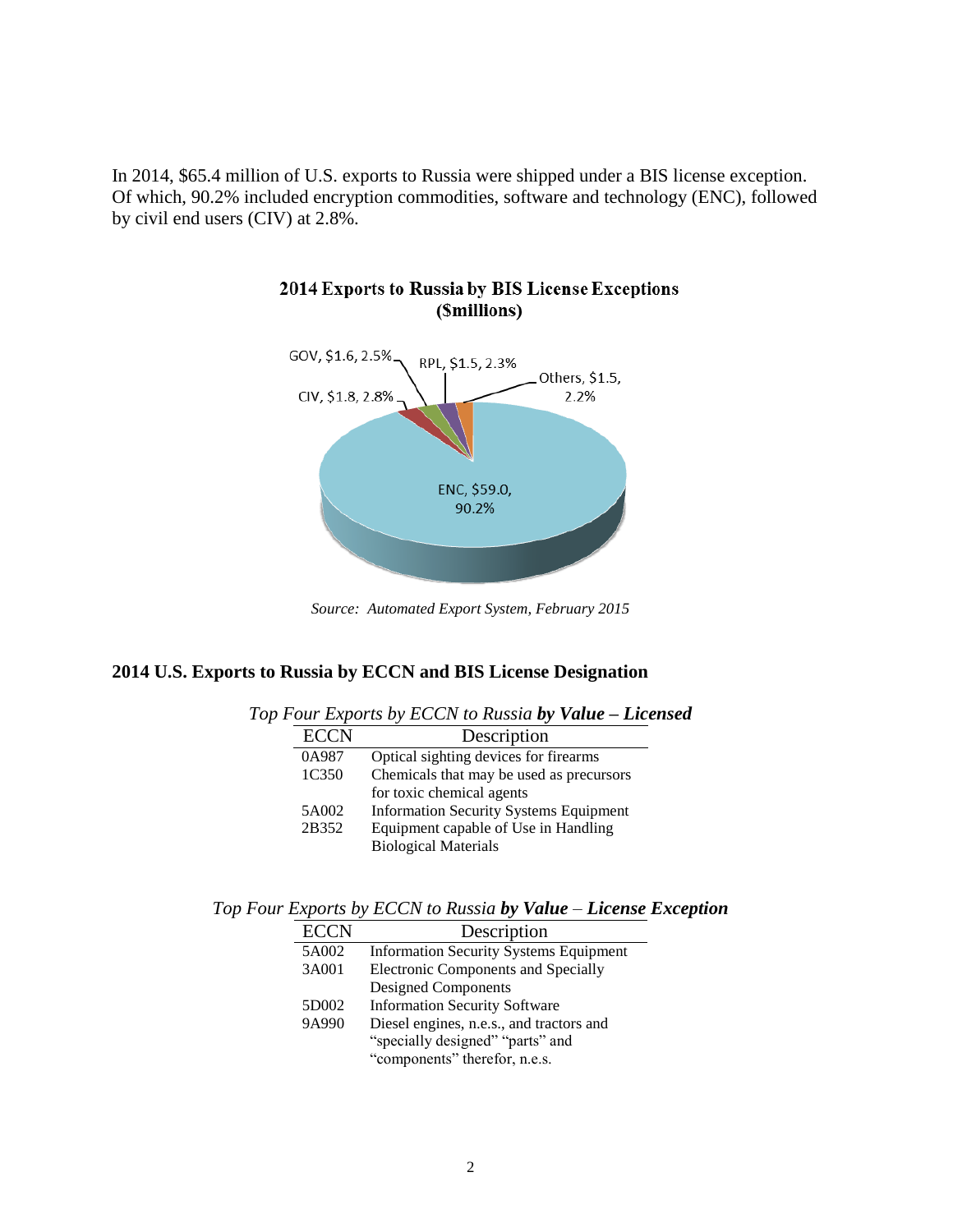In 2014, $65.4 million of U.S. exports to Russia were shipped under a BIS license exception. Of which, 90.2% included encryption commodities, software and technology (ENC), followed by civil end users (CIV) at 2.8%.

**2014 Exports to Russia by BIS License Exceptions ($millions)**

GOV, $1.6, 2.5%
RPL, $1.5, 2.3%
Others, $1.5, 2.2%
CIV, $1.8, 2.8%
ENC, $59.0, 90.2%

*Source: Automated Export System, February 2015*

## 2014 U.S. Exports to Russia by ECCN and BIS License Designation

*Top Four Exports by ECCN to Russia* ***by Value – Licensed***

| ECCN | Description |
|---|---|
| 0A987 | Optical sighting devices for firearms |
| 1C350 | Chemicals that may be used as precursors for toxic chemical agents |
| 5A002 | Information Security Systems Equipment |
| 2B352 | Equipment capable of Use in Handling Biological Materials |

*Top Four Exports by ECCN to Russia* ***by Value*** *–* ***License Exception***

| ECCN | Description |
|---|---|
| 5A002 | Information Security Systems Equipment |
| 3A001 | Electronic Components and Specially Designed Components |
| 5D002 | Information Security Software |
| 9A990 | Diesel engines, n.e.s., and tractors and "specially designed" "parts" and "components" therefor, n.e.s. |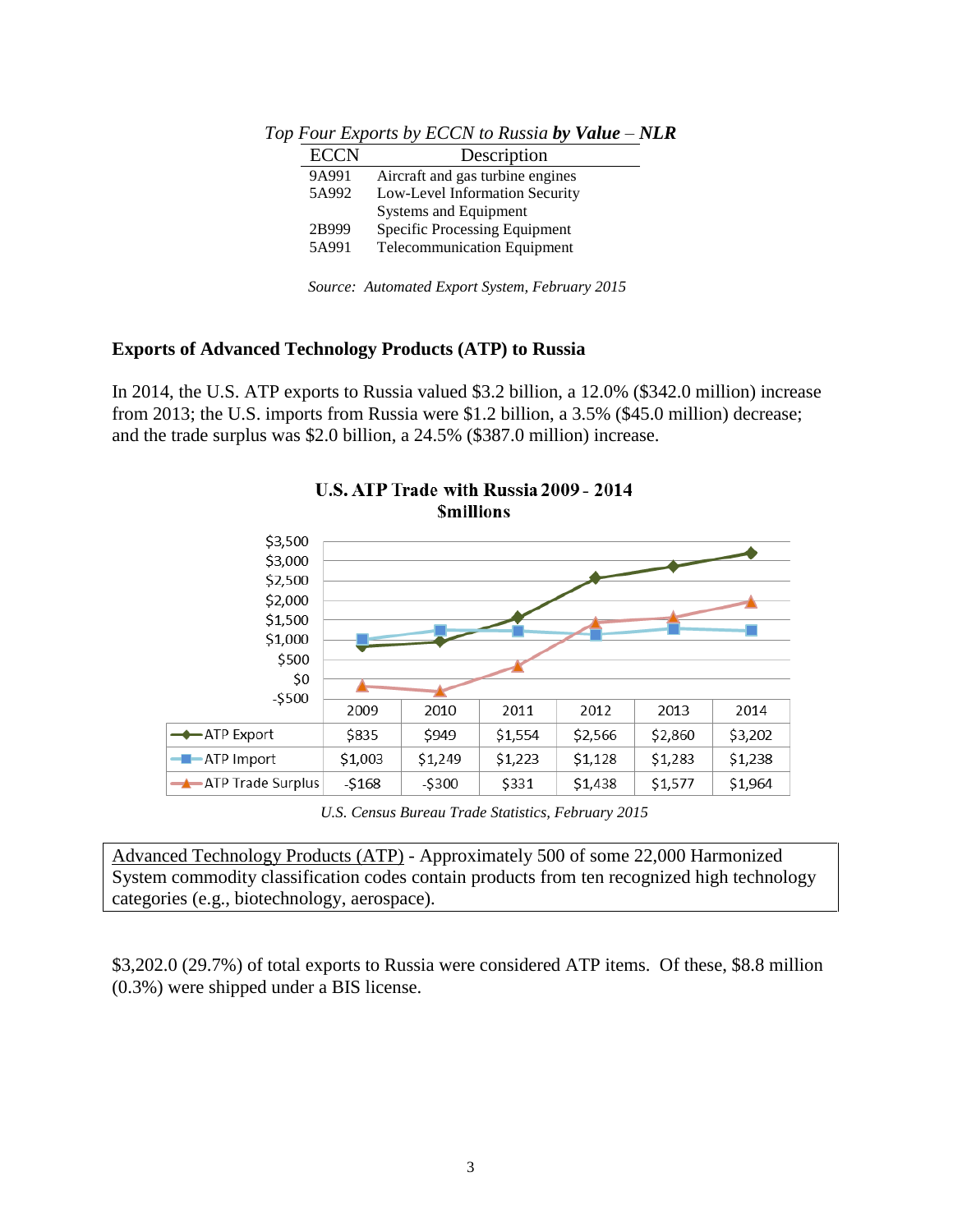*Top Four Exports by ECCN to Russia **by Value** – **NLR***

| ECCN | Description |
|---|---|
| 9A991 | Aircraft and gas turbine engines |
| 5A992 | Low-Level Information Security Systems and Equipment |
| 2B999 | Specific Processing Equipment |
| 5A991 | Telecommunication Equipment |

*Source: Automated Export System, February 2015*

**Exports of Advanced Technology Products (ATP) to Russia**

In 2014, the U.S. ATP exports to Russia valued $3.2 billion, a 12.0% ($342.0 million) increase from 2013; the U.S. imports from Russia were $1.2 billion, a 3.5% ($45.0 million) decrease; and the trade surplus was $2.0 billion, a 24.5% ($387.0 million) increase.

**U.S. ATP Trade with Russia 2009 - 2014**
**$millions**

| | 2009 | 2010 | 2011 | 2012 | 2013 | 2014 |
|---|---|---|---|---|---|---|
| ATP Export | $835 | $949 | $1,554 | $2,566 | $2,860 | $3,202 |
| ATP Import | $1,003 | $1,249 | $1,223 | $1,128 | $1,283 | $1,238 |
| ATP Trade Surplus | -$168 | -$300 | $331 | $1,438 | $1,577 | $1,964 |

*U.S. Census Bureau Trade Statistics, February 2015*

Advanced Technology Products (ATP) - Approximately 500 of some 22,000 Harmonized System commodity classification codes contain products from ten recognized high technology categories (e.g., biotechnology, aerospace).

$3,202.0 (29.7%) of total exports to Russia were considered ATP items. Of these, $8.8 million (0.3%) were shipped under a BIS license.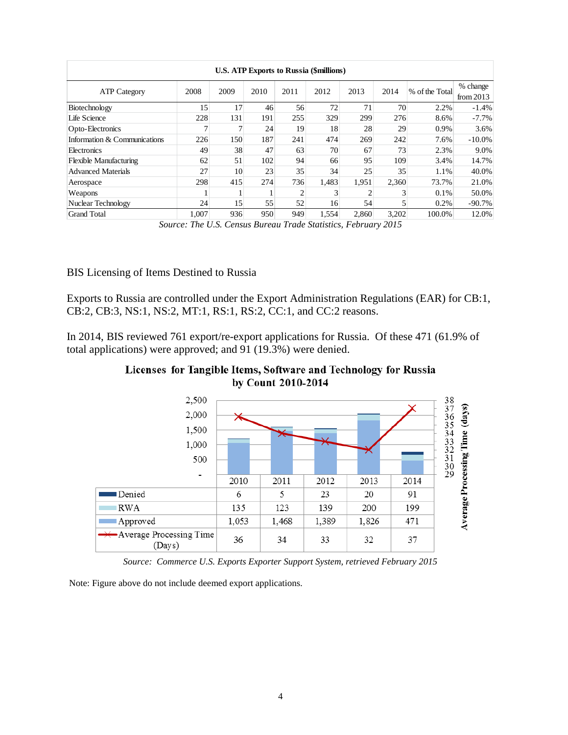| U.S. ATP Exports to Russia ($millions) | | | | | | | | | |
|---|---|---|---|---|---|---|---|---|---|
| ATP Category | 2008 | 2009 | 2010 | 2011 | 2012 | 2013 | 2014 | % of the Total | % change from 2013 |
| Biotechnology | 15 | 17 | 46 | 56 | 72 | 71 | 70 | 2.2% | -1.4% |
| Life Science | 228 | 131 | 191 | 255 | 329 | 299 | 276 | 8.6% | -7.7% |
| Opto-Electronics | 7 | 7 | 24 | 19 | 18 | 28 | 29 | 0.9% | 3.6% |
| Information & Communications | 226 | 150 | 187 | 241 | 474 | 269 | 242 | 7.6% | -10.0% |
| Electronics | 49 | 38 | 47 | 63 | 70 | 67 | 73 | 2.3% | 9.0% |
| Flexible Manufacturing | 62 | 51 | 102 | 94 | 66 | 95 | 109 | 3.4% | 14.7% |
| Advanced Materials | 27 | 10 | 23 | 35 | 34 | 25 | 35 | 1.1% | 40.0% |
| Aerospace | 298 | 415 | 274 | 736 | 1,483 | 1,951 | 2,360 | 73.7% | 21.0% |
| Weapons | 1 | 1 | 1 | 2 | 3 | 2 | 3 | 0.1% | 50.0% |
| Nuclear Technology | 24 | 15 | 55 | 52 | 16 | 54 | 5 | 0.2% | -90.7% |
| Grand Total | 1,007 | 936 | 950 | 949 | 1,554 | 2,860 | 3,202 | 100.0% | 12.0% |

*Source: The U.S. Census Bureau Trade Statistics, February 2015*

## BIS Licensing of Items Destined to Russia

Exports to Russia are controlled under the Export Administration Regulations (EAR) for CB:1, CB:2, CB:3, NS:1, NS:2, MT:1, RS:1, RS:2, CC:1, and CC:2 reasons.

In 2014, BIS reviewed 761 export/re-export applications for Russia. Of these 471 (61.9% of total applications) were approved; and 91 (19.3%) were denied.

**Licenses for Tangible Items, Software and Technology for Russia by Count 2010-2014**

| | 2010 | 2011 | 2012 | 2013 | 2014 |
|---|---|---|---|---|---|
| Denied | 6 | 5 | 23 | 20 | 91 |
| RWA | 135 | 123 | 139 | 200 | 199 |
| Approved | 1,053 | 1,468 | 1,389 | 1,826 | 471 |
| Average Processing Time (Days) | 36 | 34 | 33 | 32 | 37 |

*Source: Commerce U.S. Exports Exporter Support System, retrieved February 2015*

Note: Figure above do not include deemed export applications.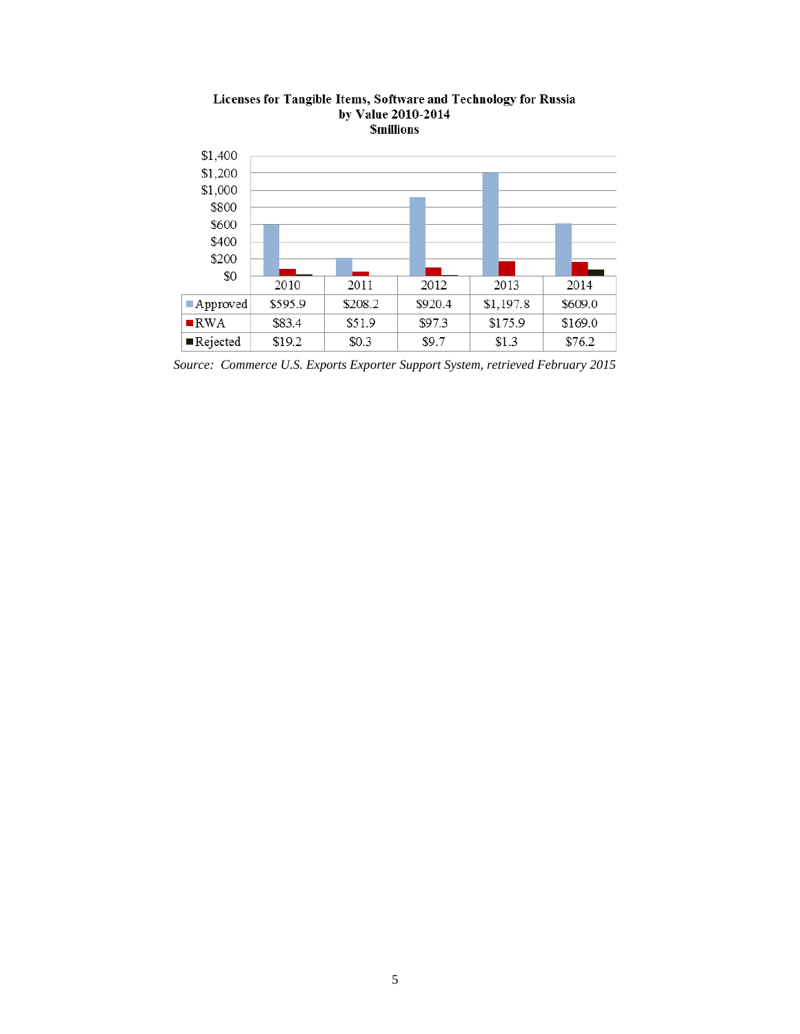**Licenses for Tangible Items, Software and Technology for Russia by Value 2010-2014 $millions**

| | 2010 | 2011 | 2012 | 2013 | 2014 |
|---|---|---|---|---|---|
| Approved | $595.9 | $208.2 | $920.4 | $1,197.8 | $609.0 |
| RWA | $83.4 | $51.9 | $97.3 | $175.9 | $169.0 |
| Rejected | $19.2 | $0.3 | $9.7 | $1.3 | $76.2 |

*Source: Commerce U.S. Exports Exporter Support System, retrieved February 2015*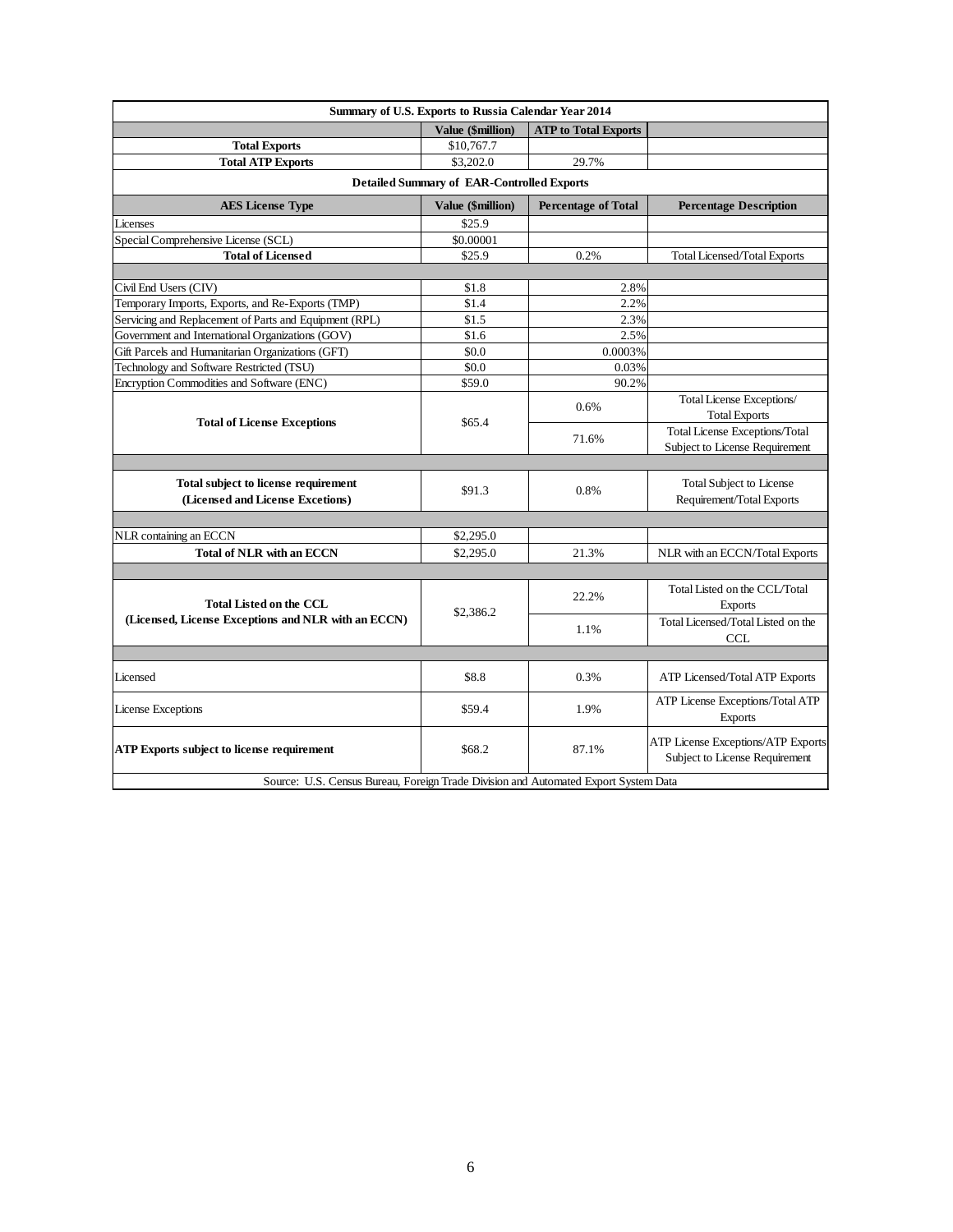| Summary of U.S. Exports to Russia Calendar Year 2014 | | | |
|---|---|---|---|
| | **Value ($million)** | **ATP to Total Exports** | |
| **Total Exports** | $10,767.7 | | |
| **Total ATP Exports** | $3,202.0 | 29.7% | |
| **Detailed Summary of EAR-Controlled Exports** | | | |
| **AES License Type** | **Value ($million)** | **Percentage of Total** | **Percentage Description** |
| Licenses | $25.9 | | |
| Special Comprehensive License (SCL) | $0.00001 | | |
| **Total of Licensed** | $25.9 | 0.2% | Total Licensed/Total Exports |
| | | | |
| Civil End Users (CIV) | $1.8 | 2.8% | |
| Temporary Imports, Exports, and Re-Exports (TMP) | $1.4 | 2.2% | |
| Servicing and Replacement of Parts and Equipment (RPL) | $1.5 | 2.3% | |
| Government and International Organizations (GOV) | $1.6 | 2.5% | |
| Gift Parcels and Humanitarian Organizations (GFT) | $0.0 | 0.0003% | |
| Technology and Software Restricted (TSU) | $0.0 | 0.03% | |
| Encryption Commodities and Software (ENC) | $59.0 | 90.2% | |
| **Total of License Exceptions** | $65.4 | 0.6% | Total License Exceptions/ Total Exports |
| | | 71.6% | Total License Exceptions/Total Subject to License Requirement |
| | | | |
| **Total subject to license requirement (Licensed and License Excetions)** | $91.3 | 0.8% | Total Subject to License Requirement/Total Exports |
| | | | |
| NLR containing an ECCN | $2,295.0 | | |
| **Total of NLR with an ECCN** | $2,295.0 | 21.3% | NLR with an ECCN/Total Exports |
| | | | |
| **Total Listed on the CCL (Licensed, License Exceptions and NLR with an ECCN)** | $2,386.2 | 22.2% | Total Listed on the CCL/Total Exports |
| | | 1.1% | Total Licensed/Total Listed on the CCL |
| | | | |
| Licensed | $8.8 | 0.3% | ATP Licensed/Total ATP Exports |
| License Exceptions | $59.4 | 1.9% | ATP License Exceptions/Total ATP Exports |
| **ATP Exports subject to license requirement** | $68.2 | 87.1% | ATP License Exceptions/ATP Exports Subject to License Requirement |

Source: U.S. Census Bureau, Foreign Trade Division and Automated Export System Data